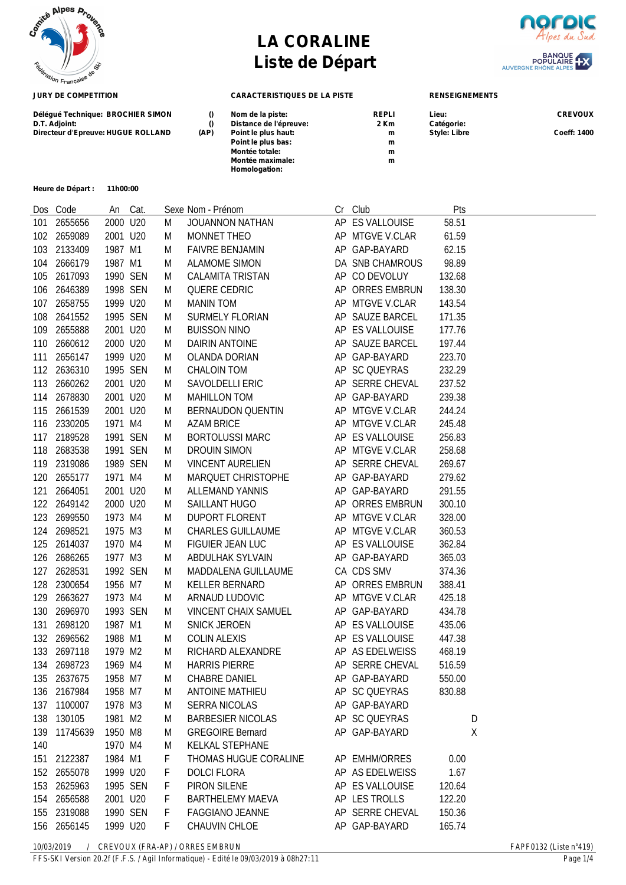# LA CORALINE
# Liste de Départ

**JURY DE COMPETITION**

| | |
|---|---|
| **Délégué Technique: BROCHIER SIMON** | () |
| **D.T. Adjoint:** | () |
| **Directeur d'Epreuve: HUGUE ROLLAND** | (AP) |

**CARACTERISTIQUES DE LA PISTE**

| | |
|---|---|
| **Nom de la piste:** | **REPLI** |
| **Distance de l'épreuve:** | **2 Km** |
| **Point le plus haut:** | **m** |
| **Point le plus bas:** | **m** |
| **Montée totale:** | **m** |
| **Montée maximale:** | **m** |
| **Homologation:** | |

**RENSEIGNEMENTS**

| | |
|---|---|
| **Lieu:** | **CREVOUX** |
| **Catégorie:** | |
| **Style: Libre** | **Coeff: 1400** |

**Heure de Départ : 11h00:00**

| Dos | Code | An | Cat. | Sexe | Nom - Prénom | Cr | Club | Pts | |
|---|---|---|---|---|---|---|---|---|---|
| 101 | 2655656 | 2000 | U20 | M | JOUANNON NATHAN | AP | ES VALLOUISE | 58.51 | |
| 102 | 2659089 | 2001 | U20 | M | MONNET THEO | AP | MTGVE V.CLAR | 61.59 | |
| 103 | 2133409 | 1987 | M1 | M | FAIVRE BENJAMIN | AP | GAP-BAYARD | 62.15 | |
| 104 | 2666179 | 1987 | M1 | M | ALAMOME SIMON | DA | SNB CHAMROUS | 98.89 | |
| 105 | 2617093 | 1990 | SEN | M | CALAMITA TRISTAN | AP | CO DEVOLUY | 132.68 | |
| 106 | 2646389 | 1998 | SEN | M | QUERE CEDRIC | AP | ORRES EMBRUN | 138.30 | |
| 107 | 2658755 | 1999 | U20 | M | MANIN TOM | AP | MTGVE V.CLAR | 143.54 | |
| 108 | 2641552 | 1995 | SEN | M | SURMELY FLORIAN | AP | SAUZE BARCEL | 171.35 | |
| 109 | 2655888 | 2001 | U20 | M | BUISSON NINO | AP | ES VALLOUISE | 177.76 | |
| 110 | 2660612 | 2000 | U20 | M | DAIRIN ANTOINE | AP | SAUZE BARCEL | 197.44 | |
| 111 | 2656147 | 1999 | U20 | M | OLANDA DORIAN | AP | GAP-BAYARD | 223.70 | |
| 112 | 2636310 | 1995 | SEN | M | CHALOIN TOM | AP | SC QUEYRAS | 232.29 | |
| 113 | 2660262 | 2001 | U20 | M | SAVOLDELLI ERIC | AP | SERRE CHEVAL | 237.52 | |
| 114 | 2678830 | 2001 | U20 | M | MAHILLON TOM | AP | GAP-BAYARD | 239.38 | |
| 115 | 2661539 | 2001 | U20 | M | BERNAUDON QUENTIN | AP | MTGVE V.CLAR | 244.24 | |
| 116 | 2330205 | 1971 | M4 | M | AZAM BRICE | AP | MTGVE V.CLAR | 245.48 | |
| 117 | 2189528 | 1991 | SEN | M | BORTOLUSSI MARC | AP | ES VALLOUISE | 256.83 | |
| 118 | 2683538 | 1991 | SEN | M | DROUIN SIMON | AP | MTGVE V.CLAR | 258.68 | |
| 119 | 2319086 | 1989 | SEN | M | VINCENT AURELIEN | AP | SERRE CHEVAL | 269.67 | |
| 120 | 2655177 | 1971 | M4 | M | MARQUET CHRISTOPHE | AP | GAP-BAYARD | 279.62 | |
| 121 | 2664051 | 2001 | U20 | M | ALLEMAND YANNIS | AP | GAP-BAYARD | 291.55 | |
| 122 | 2649142 | 2000 | U20 | M | SAILLANT HUGO | AP | ORRES EMBRUN | 300.10 | |
| 123 | 2699550 | 1973 | M4 | M | DUPORT FLORENT | AP | MTGVE V.CLAR | 328.00 | |
| 124 | 2698521 | 1975 | M3 | M | CHARLES GUILLAUME | AP | MTGVE V.CLAR | 360.53 | |
| 125 | 2614037 | 1970 | M4 | M | FIGUIER JEAN LUC | AP | ES VALLOUISE | 362.84 | |
| 126 | 2686265 | 1977 | M3 | M | ABDULHAK SYLVAIN | AP | GAP-BAYARD | 365.03 | |
| 127 | 2628531 | 1992 | SEN | M | MADDALENA GUILLAUME | CA | CDS SMV | 374.36 | |
| 128 | 2300654 | 1956 | M7 | M | KELLER BERNARD | AP | ORRES EMBRUN | 388.41 | |
| 129 | 2663627 | 1973 | M4 | M | ARNAUD LUDOVIC | AP | MTGVE V.CLAR | 425.18 | |
| 130 | 2696970 | 1993 | SEN | M | VINCENT CHAIX SAMUEL | AP | GAP-BAYARD | 434.78 | |
| 131 | 2698120 | 1987 | M1 | M | SNICK JEROEN | AP | ES VALLOUISE | 435.06 | |
| 132 | 2696562 | 1988 | M1 | M | COLIN ALEXIS | AP | ES VALLOUISE | 447.38 | |
| 133 | 2697118 | 1979 | M2 | M | RICHARD ALEXANDRE | AP | AS EDELWEISS | 468.19 | |
| 134 | 2698723 | 1969 | M4 | M | HARRIS PIERRE | AP | SERRE CHEVAL | 516.59 | |
| 135 | 2637675 | 1958 | M7 | M | CHABRE DANIEL | AP | GAP-BAYARD | 550.00 | |
| 136 | 2167984 | 1958 | M7 | M | ANTOINE MATHIEU | AP | SC QUEYRAS | 830.88 | |
| 137 | 1100007 | 1978 | M3 | M | SERRA NICOLAS | AP | GAP-BAYARD | | |
| 138 | 130105 | 1981 | M2 | M | BARBESIER NICOLAS | AP | SC QUEYRAS | | D |
| 139 | 11745639 | 1950 | M8 | M | GREGOIRE Bernard | AP | GAP-BAYARD | | X |
| 140 | | 1970 | M4 | M | KELKAL STEPHANE | | | | |
| 151 | 2122387 | 1984 | M1 | F | THOMAS HUGUE CORALINE | AP | EMHM/ORRES | 0.00 | |
| 152 | 2655078 | 1999 | U20 | F | DOLCI FLORA | AP | AS EDELWEISS | 1.67 | |
| 153 | 2625963 | 1995 | SEN | F | PIRON SILENE | AP | ES VALLOUISE | 120.64 | |
| 154 | 2656588 | 2001 | U20 | F | BARTHELEMY MAEVA | AP | LES TROLLS | 122.20 | |
| 155 | 2319088 | 1990 | SEN | F | FAGGIANO JEANNE | AP | SERRE CHEVAL | 150.36 | |
| 156 | 2656145 | 1999 | U20 | F | CHAUVIN CHLOE | AP | GAP-BAYARD | 165.74 | |

10/03/2019 / CREVOUX (FRA-AP) / ORRES EMBRUN — FAPF0132 (Liste n°419)

FFS-SKI Version 20.2f (F.F.S. / Agil Informatique) - Edité le 09/03/2019 à 08h27:11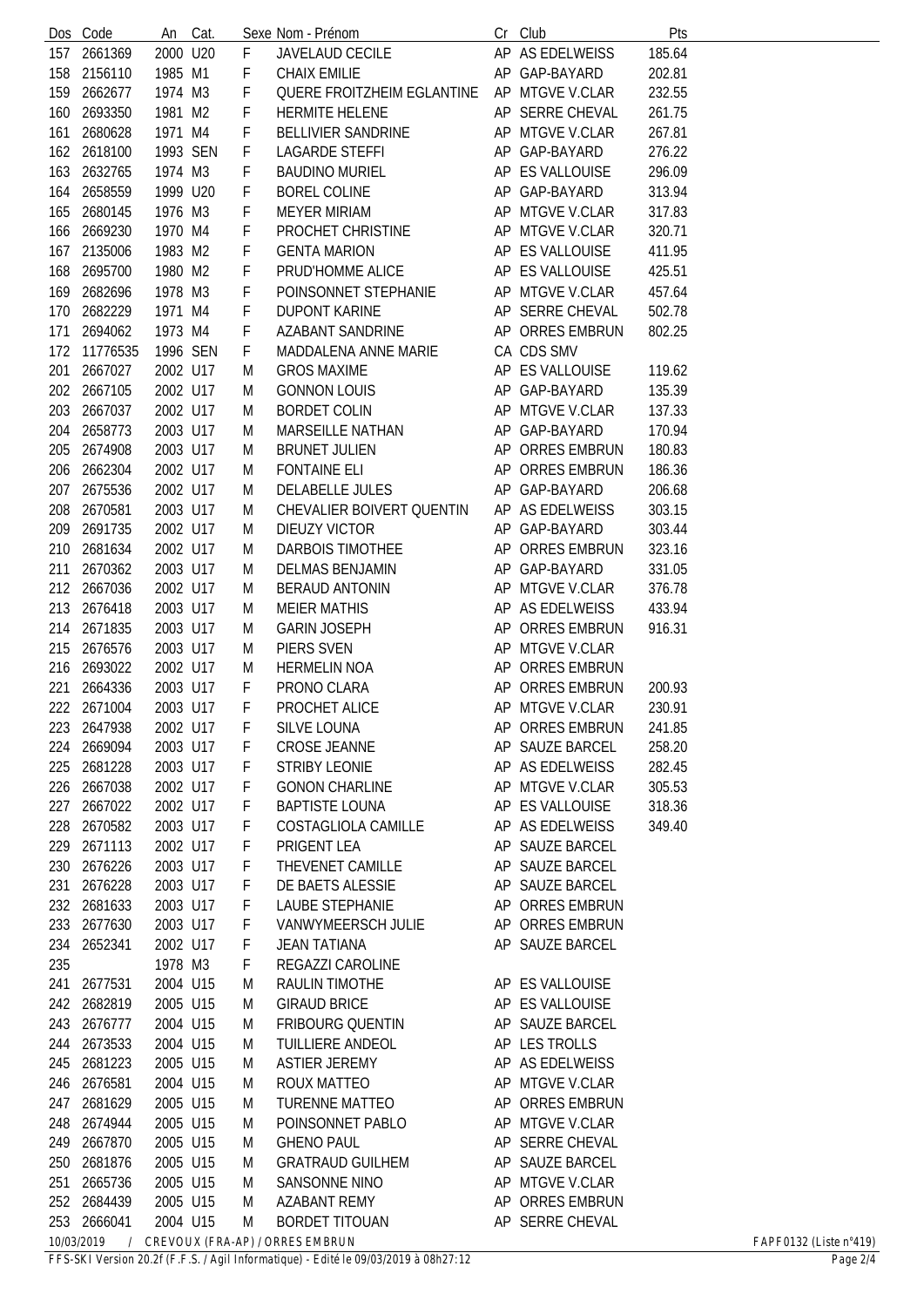| Dos | Code | An | Cat. | Sexe | Nom - Prénom | Cr | Club | Pts |
|---|---|---|---|---|---|---|---|---|
| 157 | 2661369 | 2000 | U20 | F | JAVELAUD CECILE | AP | AS EDELWEISS | 185.64 |
| 158 | 2156110 | 1985 | M1 | F | CHAIX EMILIE | AP | GAP-BAYARD | 202.81 |
| 159 | 2662677 | 1974 | M3 | F | QUERE FROITZHEIM EGLANTINE | AP | MTGVE V.CLAR | 232.55 |
| 160 | 2693350 | 1981 | M2 | F | HERMITE HELENE | AP | SERRE CHEVAL | 261.75 |
| 161 | 2680628 | 1971 | M4 | F | BELLIVIER SANDRINE | AP | MTGVE V.CLAR | 267.81 |
| 162 | 2618100 | 1993 | SEN | F | LAGARDE STEFFI | AP | GAP-BAYARD | 276.22 |
| 163 | 2632765 | 1974 | M3 | F | BAUDINO MURIEL | AP | ES VALLOUISE | 296.09 |
| 164 | 2658559 | 1999 | U20 | F | BOREL COLINE | AP | GAP-BAYARD | 313.94 |
| 165 | 2680145 | 1976 | M3 | F | MEYER MIRIAM | AP | MTGVE V.CLAR | 317.83 |
| 166 | 2669230 | 1970 | M4 | F | PROCHET CHRISTINE | AP | MTGVE V.CLAR | 320.71 |
| 167 | 2135006 | 1983 | M2 | F | GENTA MARION | AP | ES VALLOUISE | 411.95 |
| 168 | 2695700 | 1980 | M2 | F | PRUD'HOMME ALICE | AP | ES VALLOUISE | 425.51 |
| 169 | 2682696 | 1978 | M3 | F | POINSONNET STEPHANIE | AP | MTGVE V.CLAR | 457.64 |
| 170 | 2682229 | 1971 | M4 | F | DUPONT KARINE | AP | SERRE CHEVAL | 502.78 |
| 171 | 2694062 | 1973 | M4 | F | AZABANT SANDRINE | AP | ORRES EMBRUN | 802.25 |
| 172 | 11776535 | 1996 | SEN | F | MADDALENA ANNE MARIE | CA | CDS SMV | |
| 201 | 2667027 | 2002 | U17 | M | GROS MAXIME | AP | ES VALLOUISE | 119.62 |
| 202 | 2667105 | 2002 | U17 | M | GONNON LOUIS | AP | GAP-BAYARD | 135.39 |
| 203 | 2667037 | 2002 | U17 | M | BORDET COLIN | AP | MTGVE V.CLAR | 137.33 |
| 204 | 2658773 | 2003 | U17 | M | MARSEILLE NATHAN | AP | GAP-BAYARD | 170.94 |
| 205 | 2674908 | 2003 | U17 | M | BRUNET JULIEN | AP | ORRES EMBRUN | 180.83 |
| 206 | 2662304 | 2002 | U17 | M | FONTAINE ELI | AP | ORRES EMBRUN | 186.36 |
| 207 | 2675536 | 2002 | U17 | M | DELABELLE JULES | AP | GAP-BAYARD | 206.68 |
| 208 | 2670581 | 2003 | U17 | M | CHEVALIER BOIVERT QUENTIN | AP | AS EDELWEISS | 303.15 |
| 209 | 2691735 | 2002 | U17 | M | DIEUZY VICTOR | AP | GAP-BAYARD | 303.44 |
| 210 | 2681634 | 2002 | U17 | M | DARBOIS TIMOTHEE | AP | ORRES EMBRUN | 323.16 |
| 211 | 2670362 | 2003 | U17 | M | DELMAS BENJAMIN | AP | GAP-BAYARD | 331.05 |
| 212 | 2667036 | 2002 | U17 | M | BERAUD ANTONIN | AP | MTGVE V.CLAR | 376.78 |
| 213 | 2676418 | 2003 | U17 | M | MEIER MATHIS | AP | AS EDELWEISS | 433.94 |
| 214 | 2671835 | 2003 | U17 | M | GARIN JOSEPH | AP | ORRES EMBRUN | 916.31 |
| 215 | 2676576 | 2003 | U17 | M | PIERS SVEN | AP | MTGVE V.CLAR | |
| 216 | 2693022 | 2002 | U17 | M | HERMELIN NOA | AP | ORRES EMBRUN | |
| 221 | 2664336 | 2003 | U17 | F | PRONO CLARA | AP | ORRES EMBRUN | 200.93 |
| 222 | 2671004 | 2003 | U17 | F | PROCHET ALICE | AP | MTGVE V.CLAR | 230.91 |
| 223 | 2647938 | 2002 | U17 | F | SILVE LOUNA | AP | ORRES EMBRUN | 241.85 |
| 224 | 2669094 | 2003 | U17 | F | CROSE JEANNE | AP | SAUZE BARCEL | 258.20 |
| 225 | 2681228 | 2003 | U17 | F | STRIBY LEONIE | AP | AS EDELWEISS | 282.45 |
| 226 | 2667038 | 2002 | U17 | F | GONON CHARLINE | AP | MTGVE V.CLAR | 305.53 |
| 227 | 2667022 | 2002 | U17 | F | BAPTISTE LOUNA | AP | ES VALLOUISE | 318.36 |
| 228 | 2670582 | 2003 | U17 | F | COSTAGLIOLA CAMILLE | AP | AS EDELWEISS | 349.40 |
| 229 | 2671113 | 2002 | U17 | F | PRIGENT LEA | AP | SAUZE BARCEL | |
| 230 | 2676226 | 2003 | U17 | F | THEVENET CAMILLE | AP | SAUZE BARCEL | |
| 231 | 2676228 | 2003 | U17 | F | DE BAETS ALESSIE | AP | SAUZE BARCEL | |
| 232 | 2681633 | 2003 | U17 | F | LAUBE STEPHANIE | AP | ORRES EMBRUN | |
| 233 | 2677630 | 2003 | U17 | F | VANWYMEERSCH JULIE | AP | ORRES EMBRUN | |
| 234 | 2652341 | 2002 | U17 | F | JEAN TATIANA | AP | SAUZE BARCEL | |
| 235 | | 1978 | M3 | F | REGAZZI CAROLINE | | | |
| 241 | 2677531 | 2004 | U15 | M | RAULIN TIMOTHE | AP | ES VALLOUISE | |
| 242 | 2682819 | 2005 | U15 | M | GIRAUD BRICE | AP | ES VALLOUISE | |
| 243 | 2676777 | 2004 | U15 | M | FRIBOURG QUENTIN | AP | SAUZE BARCEL | |
| 244 | 2673533 | 2004 | U15 | M | TUILLIERE ANDEOL | AP | LES TROLLS | |
| 245 | 2681223 | 2005 | U15 | M | ASTIER JEREMY | AP | AS EDELWEISS | |
| 246 | 2676581 | 2004 | U15 | M | ROUX MATTEO | AP | MTGVE V.CLAR | |
| 247 | 2681629 | 2005 | U15 | M | TURENNE MATTEO | AP | ORRES EMBRUN | |
| 248 | 2674944 | 2005 | U15 | M | POINSONNET PABLO | AP | MTGVE V.CLAR | |
| 249 | 2667870 | 2005 | U15 | M | GHENO PAUL | AP | SERRE CHEVAL | |
| 250 | 2681876 | 2005 | U15 | M | GRATRAUD GUILHEM | AP | SAUZE BARCEL | |
| 251 | 2665736 | 2005 | U15 | M | SANSONNE NINO | AP | MTGVE V.CLAR | |
| 252 | 2684439 | 2005 | U15 | M | AZABANT REMY | AP | ORRES EMBRUN | |
| 253 | 2666041 | 2004 | U15 | M | BORDET TITOUAN | AP | SERRE CHEVAL | |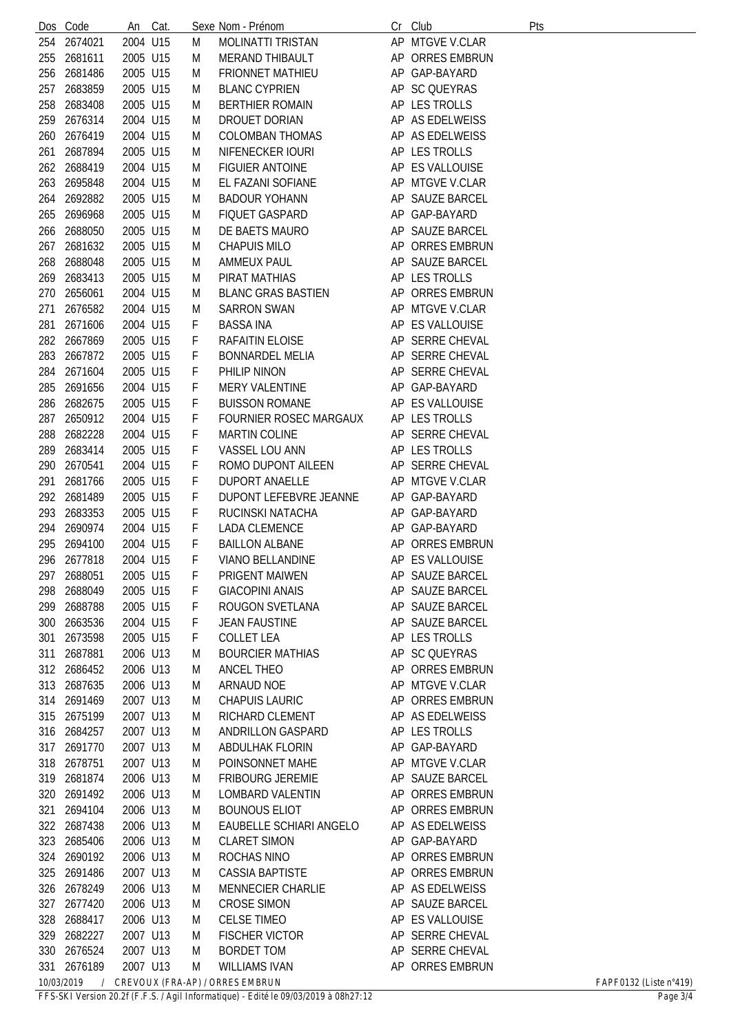| Dos | Code | An | Cat. | Sexe | Nom - Prénom | Cr | Club | Pts |
|---|---|---|---|---|---|---|---|---|
| 254 | 2674021 | 2004 | U15 | M | MOLINATTI TRISTAN | AP | MTGVE V.CLAR | |
| 255 | 2681611 | 2005 | U15 | M | MERAND THIBAULT | AP | ORRES EMBRUN | |
| 256 | 2681486 | 2005 | U15 | M | FRIONNET MATHIEU | AP | GAP-BAYARD | |
| 257 | 2683859 | 2005 | U15 | M | BLANC CYPRIEN | AP | SC QUEYRAS | |
| 258 | 2683408 | 2005 | U15 | M | BERTHIER ROMAIN | AP | LES TROLLS | |
| 259 | 2676314 | 2004 | U15 | M | DROUET DORIAN | AP | AS EDELWEISS | |
| 260 | 2676419 | 2004 | U15 | M | COLOMBAN THOMAS | AP | AS EDELWEISS | |
| 261 | 2687894 | 2005 | U15 | M | NIFENECKER IOURI | AP | LES TROLLS | |
| 262 | 2688419 | 2004 | U15 | M | FIGUIER ANTOINE | AP | ES VALLOUISE | |
| 263 | 2695848 | 2004 | U15 | M | EL FAZANI SOFIANE | AP | MTGVE V.CLAR | |
| 264 | 2692882 | 2005 | U15 | M | BADOUR YOHANN | AP | SAUZE BARCEL | |
| 265 | 2696968 | 2005 | U15 | M | FIQUET GASPARD | AP | GAP-BAYARD | |
| 266 | 2688050 | 2005 | U15 | M | DE BAETS MAURO | AP | SAUZE BARCEL | |
| 267 | 2681632 | 2005 | U15 | M | CHAPUIS MILO | AP | ORRES EMBRUN | |
| 268 | 2688048 | 2005 | U15 | M | AMMEUX PAUL | AP | SAUZE BARCEL | |
| 269 | 2683413 | 2005 | U15 | M | PIRAT MATHIAS | AP | LES TROLLS | |
| 270 | 2656061 | 2004 | U15 | M | BLANC GRAS BASTIEN | AP | ORRES EMBRUN | |
| 271 | 2676582 | 2004 | U15 | M | SARRON SWAN | AP | MTGVE V.CLAR | |
| 281 | 2671606 | 2004 | U15 | F | BASSA INA | AP | ES VALLOUISE | |
| 282 | 2667869 | 2005 | U15 | F | RAFAITIN ELOISE | AP | SERRE CHEVAL | |
| 283 | 2667872 | 2005 | U15 | F | BONNARDEL MELIA | AP | SERRE CHEVAL | |
| 284 | 2671604 | 2005 | U15 | F | PHILIP NINON | AP | SERRE CHEVAL | |
| 285 | 2691656 | 2004 | U15 | F | MERY VALENTINE | AP | GAP-BAYARD | |
| 286 | 2682675 | 2005 | U15 | F | BUISSON ROMANE | AP | ES VALLOUISE | |
| 287 | 2650912 | 2004 | U15 | F | FOURNIER ROSEC MARGAUX | AP | LES TROLLS | |
| 288 | 2682228 | 2004 | U15 | F | MARTIN COLINE | AP | SERRE CHEVAL | |
| 289 | 2683414 | 2005 | U15 | F | VASSEL LOU ANN | AP | LES TROLLS | |
| 290 | 2670541 | 2004 | U15 | F | ROMO DUPONT AILEEN | AP | SERRE CHEVAL | |
| 291 | 2681766 | 2005 | U15 | F | DUPORT ANAELLE | AP | MTGVE V.CLAR | |
| 292 | 2681489 | 2005 | U15 | F | DUPONT LEFEBVRE JEANNE | AP | GAP-BAYARD | |
| 293 | 2683353 | 2005 | U15 | F | RUCINSKI NATACHA | AP | GAP-BAYARD | |
| 294 | 2690974 | 2004 | U15 | F | LADA CLEMENCE | AP | GAP-BAYARD | |
| 295 | 2694100 | 2004 | U15 | F | BAILLON ALBANE | AP | ORRES EMBRUN | |
| 296 | 2677818 | 2004 | U15 | F | VIANO BELLANDINE | AP | ES VALLOUISE | |
| 297 | 2688051 | 2005 | U15 | F | PRIGENT MAIWEN | AP | SAUZE BARCEL | |
| 298 | 2688049 | 2005 | U15 | F | GIACOPINI ANAIS | AP | SAUZE BARCEL | |
| 299 | 2688788 | 2005 | U15 | F | ROUGON SVETLANA | AP | SAUZE BARCEL | |
| 300 | 2663536 | 2004 | U15 | F | JEAN FAUSTINE | AP | SAUZE BARCEL | |
| 301 | 2673598 | 2005 | U15 | F | COLLET LEA | AP | LES TROLLS | |
| 311 | 2687881 | 2006 | U13 | M | BOURCIER MATHIAS | AP | SC QUEYRAS | |
| 312 | 2686452 | 2006 | U13 | M | ANCEL THEO | AP | ORRES EMBRUN | |
| 313 | 2687635 | 2006 | U13 | M | ARNAUD NOE | AP | MTGVE V.CLAR | |
| 314 | 2691469 | 2007 | U13 | M | CHAPUIS LAURIC | AP | ORRES EMBRUN | |
| 315 | 2675199 | 2007 | U13 | M | RICHARD CLEMENT | AP | AS EDELWEISS | |
| 316 | 2684257 | 2007 | U13 | M | ANDRILLON GASPARD | AP | LES TROLLS | |
| 317 | 2691770 | 2007 | U13 | M | ABDULHAK FLORIN | AP | GAP-BAYARD | |
| 318 | 2678751 | 2007 | U13 | M | POINSONNET MAHE | AP | MTGVE V.CLAR | |
| 319 | 2681874 | 2006 | U13 | M | FRIBOURG JEREMIE | AP | SAUZE BARCEL | |
| 320 | 2691492 | 2006 | U13 | M | LOMBARD VALENTIN | AP | ORRES EMBRUN | |
| 321 | 2694104 | 2006 | U13 | M | BOUNOUS ELIOT | AP | ORRES EMBRUN | |
| 322 | 2687438 | 2006 | U13 | M | EAUBELLE SCHIARI ANGELO | AP | AS EDELWEISS | |
| 323 | 2685406 | 2006 | U13 | M | CLARET SIMON | AP | GAP-BAYARD | |
| 324 | 2690192 | 2006 | U13 | M | ROCHAS NINO | AP | ORRES EMBRUN | |
| 325 | 2691486 | 2007 | U13 | M | CASSIA BAPTISTE | AP | ORRES EMBRUN | |
| 326 | 2678249 | 2006 | U13 | M | MENNECIER CHARLIE | AP | AS EDELWEISS | |
| 327 | 2677420 | 2006 | U13 | M | CROSE SIMON | AP | SAUZE BARCEL | |
| 328 | 2688417 | 2006 | U13 | M | CELSE TIMEO | AP | ES VALLOUISE | |
| 329 | 2682227 | 2007 | U13 | M | FISCHER VICTOR | AP | SERRE CHEVAL | |
| 330 | 2676524 | 2007 | U13 | M | BORDET TOM | AP | SERRE CHEVAL | |
| 331 | 2676189 | 2007 | U13 | M | WILLIAMS IVAN | AP | ORRES EMBRUN | |

10/03/2019 / CREVOUX (FRA-AP) / ORRES EMBRUN — FAPF0132 (Liste n°419)

FFS-SKI Version 20.2f (F.F.S. / Agil Informatique) - Edité le 09/03/2019 à 08h27:12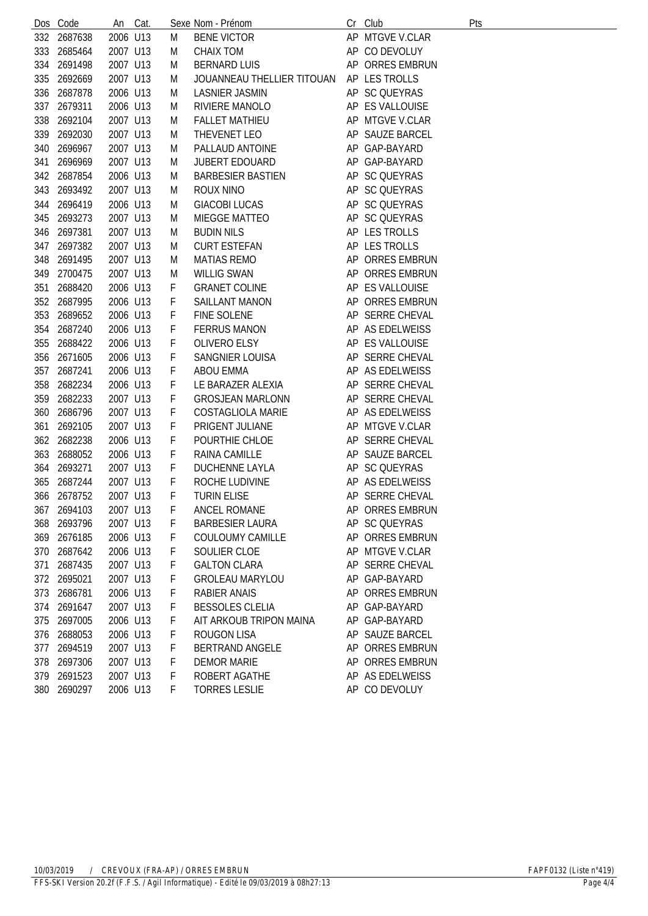| Dos | Code | An | Cat. | Sexe | Nom - Prénom | Cr | Club | Pts |
|---|---|---|---|---|---|---|---|---|
| 332 | 2687638 | 2006 | U13 | M | BENE VICTOR | AP | MTGVE V.CLAR | |
| 333 | 2685464 | 2007 | U13 | M | CHAIX TOM | AP | CO DEVOLUY | |
| 334 | 2691498 | 2007 | U13 | M | BERNARD LUIS | AP | ORRES EMBRUN | |
| 335 | 2692669 | 2007 | U13 | M | JOUANNEAU THELLIER TITOUAN | AP | LES TROLLS | |
| 336 | 2687878 | 2006 | U13 | M | LASNIER JASMIN | AP | SC QUEYRAS | |
| 337 | 2679311 | 2006 | U13 | M | RIVIERE MANOLO | AP | ES VALLOUISE | |
| 338 | 2692104 | 2007 | U13 | M | FALLET MATHIEU | AP | MTGVE V.CLAR | |
| 339 | 2692030 | 2007 | U13 | M | THEVENET LEO | AP | SAUZE BARCEL | |
| 340 | 2696967 | 2007 | U13 | M | PALLAUD ANTOINE | AP | GAP-BAYARD | |
| 341 | 2696969 | 2007 | U13 | M | JUBERT EDOUARD | AP | GAP-BAYARD | |
| 342 | 2687854 | 2006 | U13 | M | BARBESIER BASTIEN | AP | SC QUEYRAS | |
| 343 | 2693492 | 2007 | U13 | M | ROUX NINO | AP | SC QUEYRAS | |
| 344 | 2696419 | 2006 | U13 | M | GIACOBI LUCAS | AP | SC QUEYRAS | |
| 345 | 2693273 | 2007 | U13 | M | MIEGGE MATTEO | AP | SC QUEYRAS | |
| 346 | 2697381 | 2007 | U13 | M | BUDIN NILS | AP | LES TROLLS | |
| 347 | 2697382 | 2007 | U13 | M | CURT ESTEFAN | AP | LES TROLLS | |
| 348 | 2691495 | 2007 | U13 | M | MATIAS REMO | AP | ORRES EMBRUN | |
| 349 | 2700475 | 2007 | U13 | M | WILLIG SWAN | AP | ORRES EMBRUN | |
| 351 | 2688420 | 2006 | U13 | F | GRANET COLINE | AP | ES VALLOUISE | |
| 352 | 2687995 | 2006 | U13 | F | SAILLANT MANON | AP | ORRES EMBRUN | |
| 353 | 2689652 | 2006 | U13 | F | FINE SOLENE | AP | SERRE CHEVAL | |
| 354 | 2687240 | 2006 | U13 | F | FERRUS MANON | AP | AS EDELWEISS | |
| 355 | 2688422 | 2006 | U13 | F | OLIVERO ELSY | AP | ES VALLOUISE | |
| 356 | 2671605 | 2006 | U13 | F | SANGNIER LOUISA | AP | SERRE CHEVAL | |
| 357 | 2687241 | 2006 | U13 | F | ABOU EMMA | AP | AS EDELWEISS | |
| 358 | 2682234 | 2006 | U13 | F | LE BARAZER ALEXIA | AP | SERRE CHEVAL | |
| 359 | 2682233 | 2007 | U13 | F | GROSJEAN MARLONN | AP | SERRE CHEVAL | |
| 360 | 2686796 | 2007 | U13 | F | COSTAGLIOLA MARIE | AP | AS EDELWEISS | |
| 361 | 2692105 | 2007 | U13 | F | PRIGENT JULIANE | AP | MTGVE V.CLAR | |
| 362 | 2682238 | 2006 | U13 | F | POURTHIE CHLOE | AP | SERRE CHEVAL | |
| 363 | 2688052 | 2006 | U13 | F | RAINA CAMILLE | AP | SAUZE BARCEL | |
| 364 | 2693271 | 2007 | U13 | F | DUCHENNE LAYLA | AP | SC QUEYRAS | |
| 365 | 2687244 | 2007 | U13 | F | ROCHE LUDIVINE | AP | AS EDELWEISS | |
| 366 | 2678752 | 2007 | U13 | F | TURIN ELISE | AP | SERRE CHEVAL | |
| 367 | 2694103 | 2007 | U13 | F | ANCEL ROMANE | AP | ORRES EMBRUN | |
| 368 | 2693796 | 2007 | U13 | F | BARBESIER LAURA | AP | SC QUEYRAS | |
| 369 | 2676185 | 2006 | U13 | F | COULOUMY CAMILLE | AP | ORRES EMBRUN | |
| 370 | 2687642 | 2006 | U13 | F | SOULIER CLOE | AP | MTGVE V.CLAR | |
| 371 | 2687435 | 2007 | U13 | F | GALTON CLARA | AP | SERRE CHEVAL | |
| 372 | 2695021 | 2007 | U13 | F | GROLEAU MARYLOU | AP | GAP-BAYARD | |
| 373 | 2686781 | 2006 | U13 | F | RABIER ANAIS | AP | ORRES EMBRUN | |
| 374 | 2691647 | 2007 | U13 | F | BESSOLES CLELIA | AP | GAP-BAYARD | |
| 375 | 2697005 | 2006 | U13 | F | AIT ARKOUB TRIPON MAINA | AP | GAP-BAYARD | |
| 376 | 2688053 | 2006 | U13 | F | ROUGON LISA | AP | SAUZE BARCEL | |
| 377 | 2694519 | 2007 | U13 | F | BERTRAND ANGELE | AP | ORRES EMBRUN | |
| 378 | 2697306 | 2007 | U13 | F | DEMOR MARIE | AP | ORRES EMBRUN | |
| 379 | 2691523 | 2007 | U13 | F | ROBERT AGATHE | AP | AS EDELWEISS | |
| 380 | 2690297 | 2006 | U13 | F | TORRES LESLIE | AP | CO DEVOLUY | |

10/03/2019 / CREVOUX (FRA-AP) / ORRES EMBRUN — FAPF0132 (Liste n°419)

FFS-SKI Version 20.2f (F.F.S. / Agil Informatique) - Edité le 09/03/2019 à 08h27:13